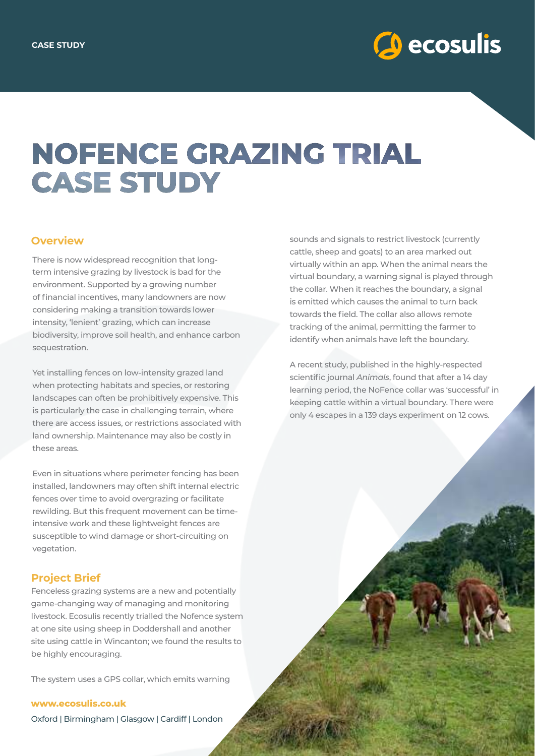CASE STUDY

# NOFENCE GRAZING TRIAL CASE STUDY

## Overview

There is now widespread recognition that long-term intensive grazing by livestock is bad for the environment. Supported by a growing number of financial incentives, many landowners are now considering making a transition towards lower intensity, 'lenient' grazing, which can increase biodiversity, improve soil health, and enhance carbon sequestration.

Yet installing fences on low-intensity grazed land when protecting habitats and species, or restoring landscapes can often be prohibitively expensive. This is particularly the case in challenging terrain, where there are access issues, or restrictions associated with land ownership. Maintenance may also be costly in these areas.

Even in situations where perimeter fencing has been installed, landowners may often shift internal electric fences over time to avoid overgrazing or facilitate rewilding. But this frequent movement can be time-intensive work and these lightweight fences are susceptible to wind damage or short-circuiting on vegetation.

## Project Brief

Fenceless grazing systems are a new and potentially game-changing way of managing and monitoring livestock. Ecosulis recently trialled the Nofence system at one site using sheep in Doddershall and another site using cattle in Wincanton; we found the results to be highly encouraging.

The system uses a GPS collar, which emits warning sounds and signals to restrict livestock (currently cattle, sheep and goats) to an area marked out virtually within an app. When the animal nears the virtual boundary, a warning signal is played through the collar. When it reaches the boundary, a signal is emitted which causes the animal to turn back towards the field. The collar also allows remote tracking of the animal, permitting the farmer to identify when animals have left the boundary.

A recent study, published in the highly-respected scientific journal *Animals*, found that after a 14 day learning period, the NoFence collar was 'successful' in keeping cattle within a virtual boundary. There were only 4 escapes in a 139 days experiment on 12 cows.

**www.ecosulis.co.uk**

Oxford | Birmingham | Glasgow | Cardiff | London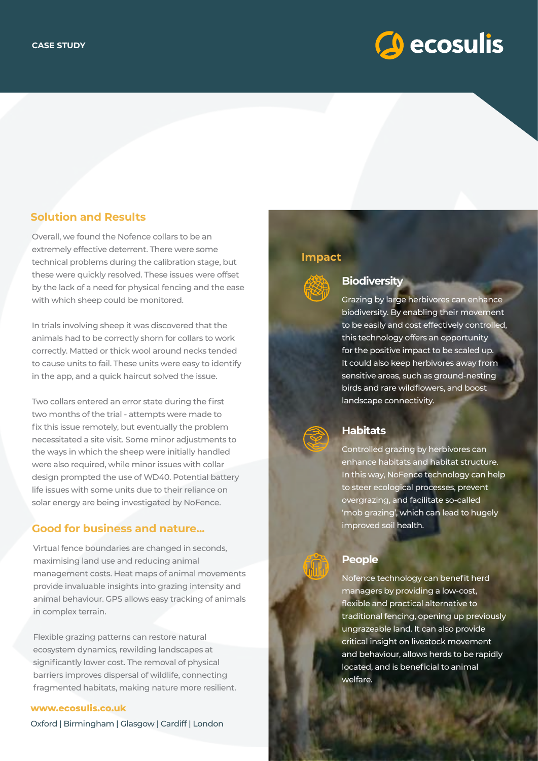CASE STUDY

ecosulis

## Solution and Results

Overall, we found the Nofence collars to be an extremely effective deterrent. There were some technical problems during the calibration stage, but these were quickly resolved. These issues were offset by the lack of a need for physical fencing and the ease with which sheep could be monitored.

In trials involving sheep it was discovered that the animals had to be correctly shorn for collars to work correctly. Matted or thick wool around necks tended to cause units to fail. These units were easy to identify in the app, and a quick haircut solved the issue.

Two collars entered an error state during the first two months of the trial - attempts were made to fix this issue remotely, but eventually the problem necessitated a site visit. Some minor adjustments to the ways in which the sheep were initially handled were also required, while minor issues with collar design prompted the use of WD40. Potential battery life issues with some units due to their reliance on solar energy are being investigated by NoFence.

## Good for business and nature...

Virtual fence boundaries are changed in seconds, maximising land use and reducing animal management costs. Heat maps of animal movements provide invaluable insights into grazing intensity and animal behaviour. GPS allows easy tracking of animals in complex terrain.

Flexible grazing patterns can restore natural ecosystem dynamics, rewilding landscapes at significantly lower cost. The removal of physical barriers improves dispersal of wildlife, connecting fragmented habitats, making nature more resilient.

## Impact

### Biodiversity

Grazing by large herbivores can enhance biodiversity. By enabling their movement to be easily and cost effectively controlled, this technology offers an opportunity for the positive impact to be scaled up. It could also keep herbivores away from sensitive areas, such as ground-nesting birds and rare wildflowers, and boost landscape connectivity.

### Habitats

Controlled grazing by herbivores can enhance habitats and habitat structure. In this way, NoFence technology can help to steer ecological processes, prevent overgrazing, and facilitate so-called 'mob grazing', which can lead to hugely improved soil health.

### People

Nofence technology can benefit herd managers by providing a low-cost, flexible and practical alternative to traditional fencing, opening up previously ungrazeable land. It can also provide critical insight on livestock movement and behaviour, allows herds to be rapidly located, and is beneficial to animal welfare.

**www.ecosulis.co.uk**

Oxford | Birmingham | Glasgow | Cardiff | London